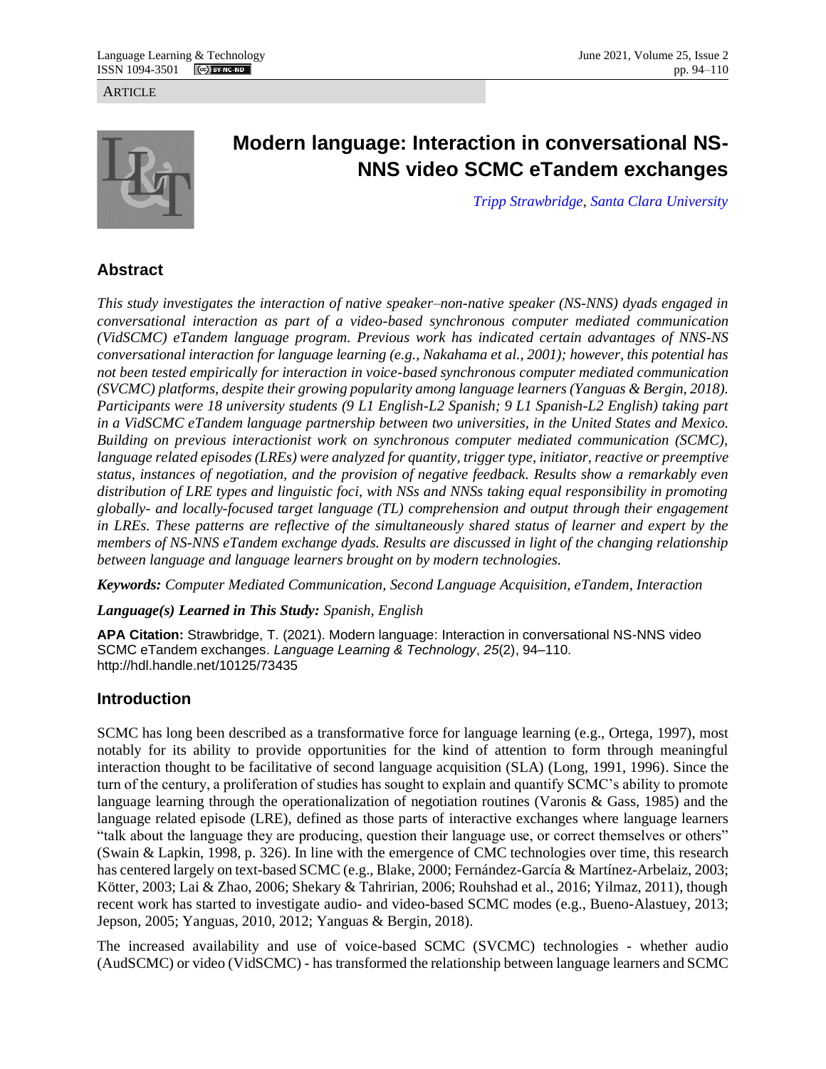ARTICLE

# Modern language: Interaction in conversational NS-NNS video SCMC eTandem exchanges

*Tripp Strawbridge, Santa Clara University*

## Abstract

*This study investigates the interaction of native speaker–non-native speaker (NS-NNS) dyads engaged in conversational interaction as part of a video-based synchronous computer mediated communication (VidSCMC) eTandem language program. Previous work has indicated certain advantages of NNS-NS conversational interaction for language learning (e.g., Nakahama et al., 2001); however, this potential has not been tested empirically for interaction in voice-based synchronous computer mediated communication (SVCMC) platforms, despite their growing popularity among language learners (Yanguas & Bergin, 2018). Participants were 18 university students (9 L1 English-L2 Spanish; 9 L1 Spanish-L2 English) taking part in a VidSCMC eTandem language partnership between two universities, in the United States and Mexico. Building on previous interactionist work on synchronous computer mediated communication (SCMC), language related episodes (LREs) were analyzed for quantity, trigger type, initiator, reactive or preemptive status, instances of negotiation, and the provision of negative feedback. Results show a remarkably even distribution of LRE types and linguistic foci, with NSs and NNSs taking equal responsibility in promoting globally- and locally-focused target language (TL) comprehension and output through their engagement in LREs. These patterns are reflective of the simultaneously shared status of learner and expert by the members of NS-NNS eTandem exchange dyads. Results are discussed in light of the changing relationship between language and language learners brought on by modern technologies.*

***Keywords:*** *Computer Mediated Communication, Second Language Acquisition, eTandem, Interaction*

***Language(s) Learned in This Study:*** *Spanish, English*

**APA Citation:** Strawbridge, T. (2021). Modern language: Interaction in conversational NS-NNS video SCMC eTandem exchanges. *Language Learning & Technology*, *25*(2), 94–110. http://hdl.handle.net/10125/73435

## Introduction

SCMC has long been described as a transformative force for language learning (e.g., Ortega, 1997), most notably for its ability to provide opportunities for the kind of attention to form through meaningful interaction thought to be facilitative of second language acquisition (SLA) (Long, 1991, 1996). Since the turn of the century, a proliferation of studies has sought to explain and quantify SCMC's ability to promote language learning through the operationalization of negotiation routines (Varonis & Gass, 1985) and the language related episode (LRE), defined as those parts of interactive exchanges where language learners "talk about the language they are producing, question their language use, or correct themselves or others" (Swain & Lapkin, 1998, p. 326). In line with the emergence of CMC technologies over time, this research has centered largely on text-based SCMC (e.g., Blake, 2000; Fernández-García & Martínez-Arbelaiz, 2003; Kötter, 2003; Lai & Zhao, 2006; Shekary & Tahririan, 2006; Rouhshad et al., 2016; Yilmaz, 2011), though recent work has started to investigate audio- and video-based SCMC modes (e.g., Bueno-Alastuey, 2013; Jepson, 2005; Yanguas, 2010, 2012; Yanguas & Bergin, 2018).

The increased availability and use of voice-based SCMC (SVCMC) technologies - whether audio (AudSCMC) or video (VidSCMC) - has transformed the relationship between language learners and SCMC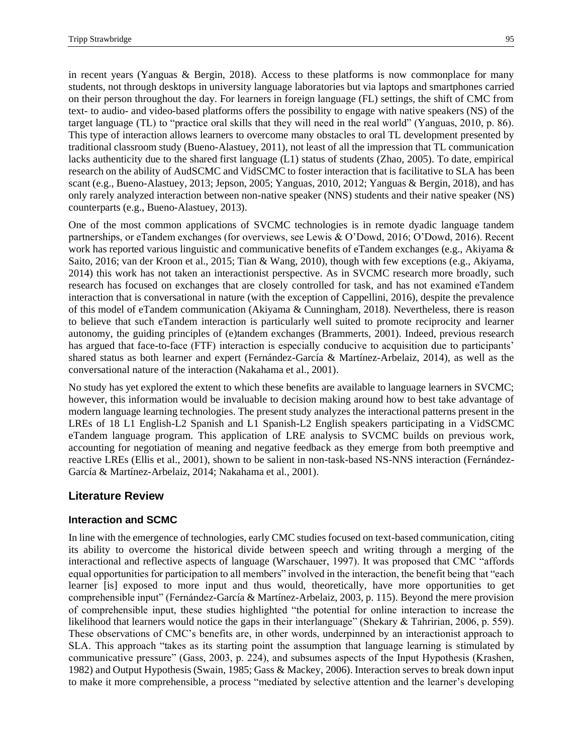in recent years (Yanguas & Bergin, 2018). Access to these platforms is now commonplace for many students, not through desktops in university language laboratories but via laptops and smartphones carried on their person throughout the day. For learners in foreign language (FL) settings, the shift of CMC from text- to audio- and video-based platforms offers the possibility to engage with native speakers (NS) of the target language (TL) to "practice oral skills that they will need in the real world" (Yanguas, 2010, p. 86). This type of interaction allows learners to overcome many obstacles to oral TL development presented by traditional classroom study (Bueno-Alastuey, 2011), not least of all the impression that TL communication lacks authenticity due to the shared first language (L1) status of students (Zhao, 2005). To date, empirical research on the ability of AudSCMC and VidSCMC to foster interaction that is facilitative to SLA has been scant (e.g., Bueno-Alastuey, 2013; Jepson, 2005; Yanguas, 2010, 2012; Yanguas & Bergin, 2018), and has only rarely analyzed interaction between non-native speaker (NNS) students and their native speaker (NS) counterparts (e.g., Bueno-Alastuey, 2013).

One of the most common applications of SVCMC technologies is in remote dyadic language tandem partnerships, or eTandem exchanges (for overviews, see Lewis & O'Dowd, 2016; O'Dowd, 2016). Recent work has reported various linguistic and communicative benefits of eTandem exchanges (e.g., Akiyama & Saito, 2016; van der Kroon et al., 2015; Tian & Wang, 2010), though with few exceptions (e.g., Akiyama, 2014) this work has not taken an interactionist perspective. As in SVCMC research more broadly, such research has focused on exchanges that are closely controlled for task, and has not examined eTandem interaction that is conversational in nature (with the exception of Cappellini, 2016), despite the prevalence of this model of eTandem communication (Akiyama & Cunningham, 2018). Nevertheless, there is reason to believe that such eTandem interaction is particularly well suited to promote reciprocity and learner autonomy, the guiding principles of (e)tandem exchanges (Brammerts, 2001). Indeed, previous research has argued that face-to-face (FTF) interaction is especially conducive to acquisition due to participants' shared status as both learner and expert (Fernández-García & Martínez-Arbelaiz, 2014), as well as the conversational nature of the interaction (Nakahama et al., 2001).

No study has yet explored the extent to which these benefits are available to language learners in SVCMC; however, this information would be invaluable to decision making around how to best take advantage of modern language learning technologies. The present study analyzes the interactional patterns present in the LREs of 18 L1 English-L2 Spanish and L1 Spanish-L2 English speakers participating in a VidSCMC eTandem language program. This application of LRE analysis to SVCMC builds on previous work, accounting for negotiation of meaning and negative feedback as they emerge from both preemptive and reactive LREs (Ellis et al., 2001), shown to be salient in non-task-based NS-NNS interaction (Fernández-García & Martínez-Arbelaiz, 2014; Nakahama et al., 2001).

## Literature Review

### Interaction and SCMC

In line with the emergence of technologies, early CMC studies focused on text-based communication, citing its ability to overcome the historical divide between speech and writing through a merging of the interactional and reflective aspects of language (Warschauer, 1997). It was proposed that CMC "affords equal opportunities for participation to all members" involved in the interaction, the benefit being that "each learner [is] exposed to more input and thus would, theoretically, have more opportunities to get comprehensible input" (Fernández-García & Martínez-Arbelaiz, 2003, p. 115). Beyond the mere provision of comprehensible input, these studies highlighted "the potential for online interaction to increase the likelihood that learners would notice the gaps in their interlanguage" (Shekary & Tahririan, 2006, p. 559). These observations of CMC's benefits are, in other words, underpinned by an interactionist approach to SLA. This approach "takes as its starting point the assumption that language learning is stimulated by communicative pressure" (Gass, 2003, p. 224), and subsumes aspects of the Input Hypothesis (Krashen, 1982) and Output Hypothesis (Swain, 1985; Gass & Mackey, 2006). Interaction serves to break down input to make it more comprehensible, a process "mediated by selective attention and the learner's developing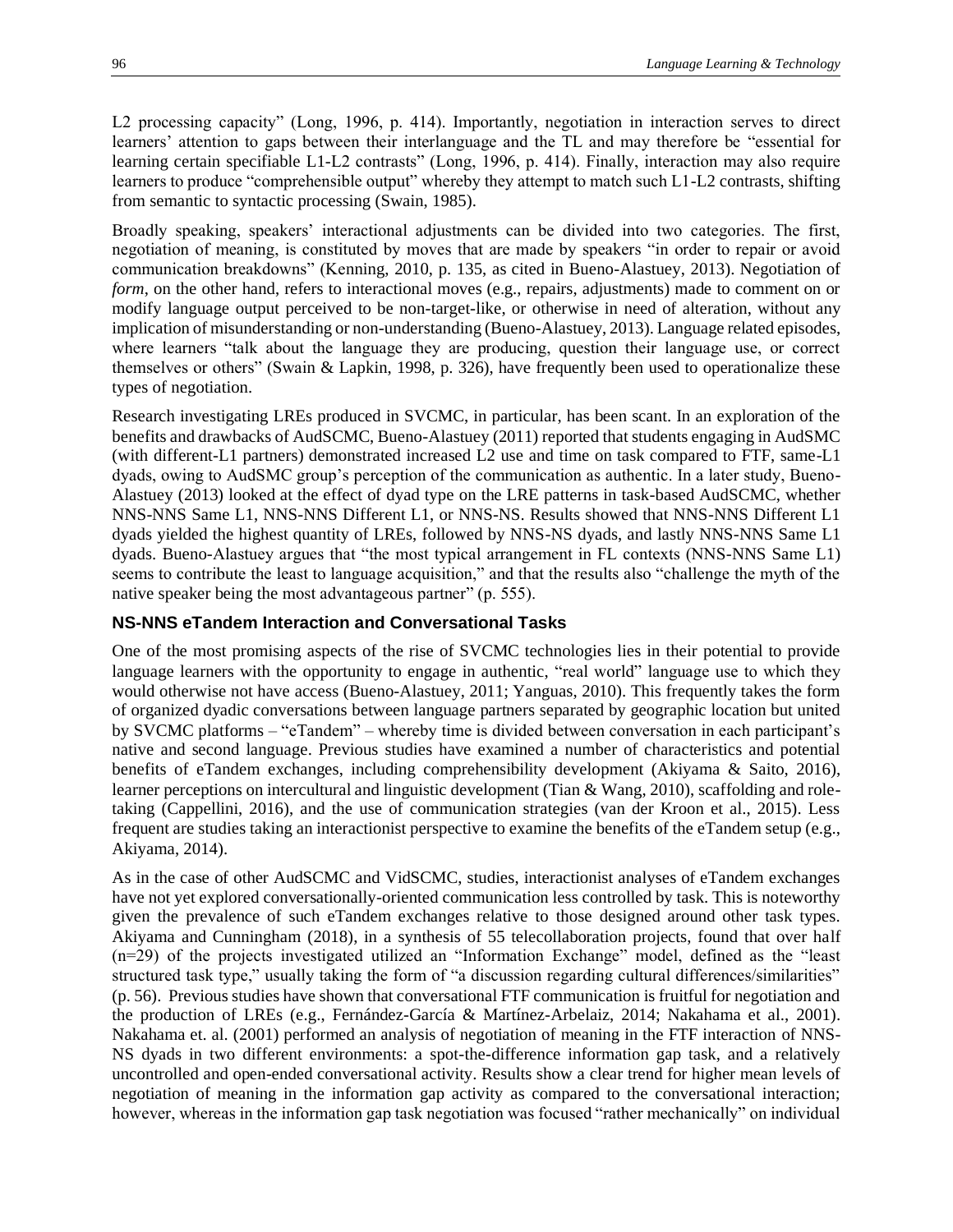L2 processing capacity" (Long, 1996, p. 414). Importantly, negotiation in interaction serves to direct learners' attention to gaps between their interlanguage and the TL and may therefore be "essential for learning certain specifiable L1-L2 contrasts" (Long, 1996, p. 414). Finally, interaction may also require learners to produce "comprehensible output" whereby they attempt to match such L1-L2 contrasts, shifting from semantic to syntactic processing (Swain, 1985).

Broadly speaking, speakers' interactional adjustments can be divided into two categories. The first, negotiation of meaning, is constituted by moves that are made by speakers "in order to repair or avoid communication breakdowns" (Kenning, 2010, p. 135, as cited in Bueno-Alastuey, 2013). Negotiation of *form*, on the other hand, refers to interactional moves (e.g., repairs, adjustments) made to comment on or modify language output perceived to be non-target-like, or otherwise in need of alteration, without any implication of misunderstanding or non-understanding (Bueno-Alastuey, 2013). Language related episodes, where learners "talk about the language they are producing, question their language use, or correct themselves or others" (Swain & Lapkin, 1998, p. 326), have frequently been used to operationalize these types of negotiation.

Research investigating LREs produced in SVCMC, in particular, has been scant. In an exploration of the benefits and drawbacks of AudSCMC, Bueno-Alastuey (2011) reported that students engaging in AudSMC (with different-L1 partners) demonstrated increased L2 use and time on task compared to FTF, same-L1 dyads, owing to AudSMC group's perception of the communication as authentic. In a later study, Bueno-Alastuey (2013) looked at the effect of dyad type on the LRE patterns in task-based AudSCMC, whether NNS-NNS Same L1, NNS-NNS Different L1, or NNS-NS. Results showed that NNS-NNS Different L1 dyads yielded the highest quantity of LREs, followed by NNS-NS dyads, and lastly NNS-NNS Same L1 dyads. Bueno-Alastuey argues that "the most typical arrangement in FL contexts (NNS-NNS Same L1) seems to contribute the least to language acquisition," and that the results also "challenge the myth of the native speaker being the most advantageous partner" (p. 555).

### NS-NNS eTandem Interaction and Conversational Tasks

One of the most promising aspects of the rise of SVCMC technologies lies in their potential to provide language learners with the opportunity to engage in authentic, "real world" language use to which they would otherwise not have access (Bueno-Alastuey, 2011; Yanguas, 2010). This frequently takes the form of organized dyadic conversations between language partners separated by geographic location but united by SVCMC platforms – "eTandem" – whereby time is divided between conversation in each participant's native and second language. Previous studies have examined a number of characteristics and potential benefits of eTandem exchanges, including comprehensibility development (Akiyama & Saito, 2016), learner perceptions on intercultural and linguistic development (Tian & Wang, 2010), scaffolding and role-taking (Cappellini, 2016), and the use of communication strategies (van der Kroon et al., 2015). Less frequent are studies taking an interactionist perspective to examine the benefits of the eTandem setup (e.g., Akiyama, 2014).

As in the case of other AudSCMC and VidSCMC, studies, interactionist analyses of eTandem exchanges have not yet explored conversationally-oriented communication less controlled by task. This is noteworthy given the prevalence of such eTandem exchanges relative to those designed around other task types. Akiyama and Cunningham (2018), in a synthesis of 55 telecollaboration projects, found that over half (n=29) of the projects investigated utilized an "Information Exchange" model, defined as the "least structured task type," usually taking the form of "a discussion regarding cultural differences/similarities" (p. 56). Previous studies have shown that conversational FTF communication is fruitful for negotiation and the production of LREs (e.g., Fernández-García & Martínez-Arbelaiz, 2014; Nakahama et al., 2001). Nakahama et. al. (2001) performed an analysis of negotiation of meaning in the FTF interaction of NNS-NS dyads in two different environments: a spot-the-difference information gap task, and a relatively uncontrolled and open-ended conversational activity. Results show a clear trend for higher mean levels of negotiation of meaning in the information gap activity as compared to the conversational interaction; however, whereas in the information gap task negotiation was focused "rather mechanically" on individual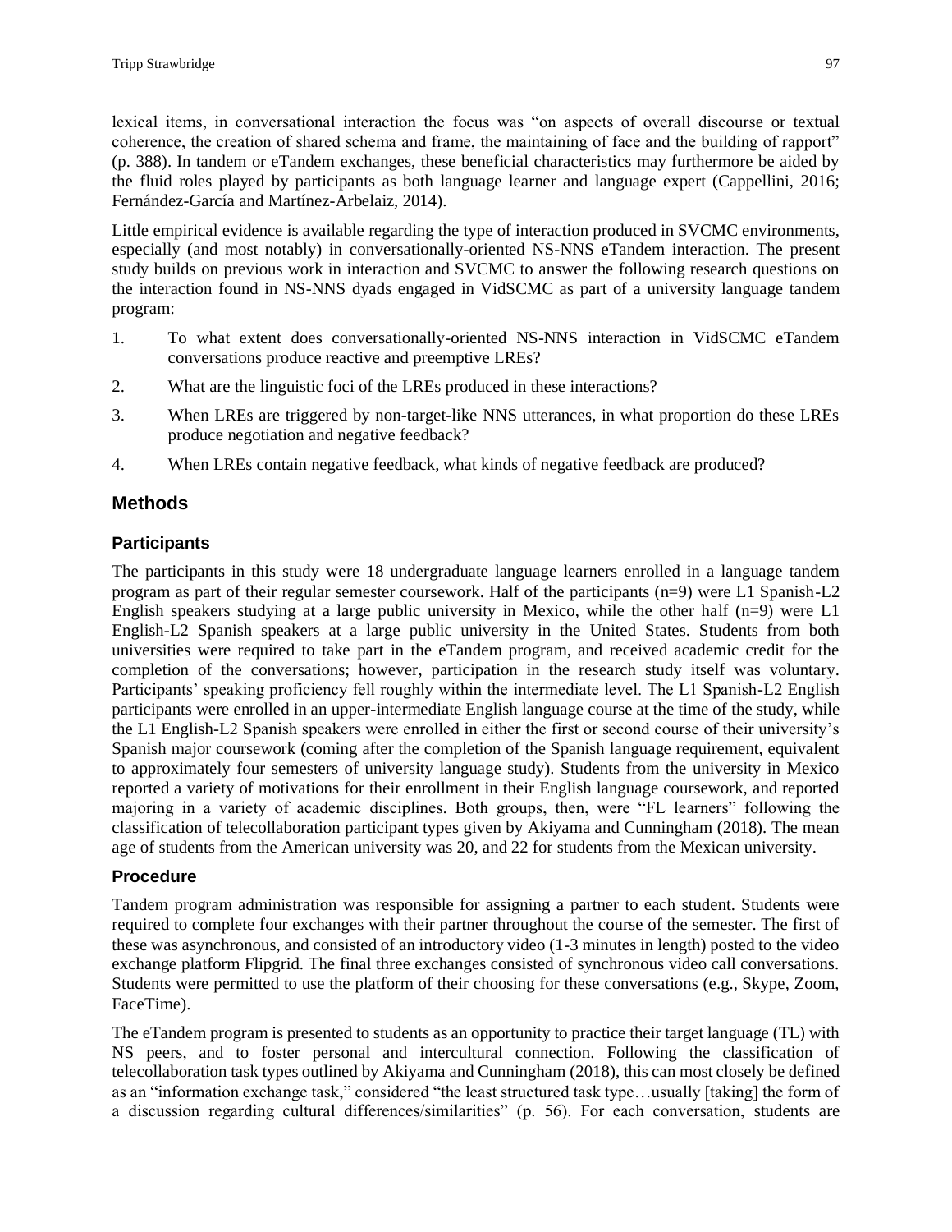lexical items, in conversational interaction the focus was "on aspects of overall discourse or textual coherence, the creation of shared schema and frame, the maintaining of face and the building of rapport" (p. 388). In tandem or eTandem exchanges, these beneficial characteristics may furthermore be aided by the fluid roles played by participants as both language learner and language expert (Cappellini, 2016; Fernández-García and Martínez-Arbelaiz, 2014).

Little empirical evidence is available regarding the type of interaction produced in SVCMC environments, especially (and most notably) in conversationally-oriented NS-NNS eTandem interaction. The present study builds on previous work in interaction and SVCMC to answer the following research questions on the interaction found in NS-NNS dyads engaged in VidSCMC as part of a university language tandem program:

1. To what extent does conversationally-oriented NS-NNS interaction in VidSCMC eTandem conversations produce reactive and preemptive LREs?
2. What are the linguistic foci of the LREs produced in these interactions?
3. When LREs are triggered by non-target-like NNS utterances, in what proportion do these LREs produce negotiation and negative feedback?
4. When LREs contain negative feedback, what kinds of negative feedback are produced?

## Methods

### Participants

The participants in this study were 18 undergraduate language learners enrolled in a language tandem program as part of their regular semester coursework. Half of the participants (n=9) were L1 Spanish-L2 English speakers studying at a large public university in Mexico, while the other half (n=9) were L1 English-L2 Spanish speakers at a large public university in the United States. Students from both universities were required to take part in the eTandem program, and received academic credit for the completion of the conversations; however, participation in the research study itself was voluntary. Participants' speaking proficiency fell roughly within the intermediate level. The L1 Spanish-L2 English participants were enrolled in an upper-intermediate English language course at the time of the study, while the L1 English-L2 Spanish speakers were enrolled in either the first or second course of their university's Spanish major coursework (coming after the completion of the Spanish language requirement, equivalent to approximately four semesters of university language study). Students from the university in Mexico reported a variety of motivations for their enrollment in their English language coursework, and reported majoring in a variety of academic disciplines. Both groups, then, were "FL learners" following the classification of telecollaboration participant types given by Akiyama and Cunningham (2018). The mean age of students from the American university was 20, and 22 for students from the Mexican university.

### Procedure

Tandem program administration was responsible for assigning a partner to each student. Students were required to complete four exchanges with their partner throughout the course of the semester. The first of these was asynchronous, and consisted of an introductory video (1-3 minutes in length) posted to the video exchange platform Flipgrid. The final three exchanges consisted of synchronous video call conversations. Students were permitted to use the platform of their choosing for these conversations (e.g., Skype, Zoom, FaceTime).

The eTandem program is presented to students as an opportunity to practice their target language (TL) with NS peers, and to foster personal and intercultural connection. Following the classification of telecollaboration task types outlined by Akiyama and Cunningham (2018), this can most closely be defined as an "information exchange task," considered "the least structured task type…usually [taking] the form of a discussion regarding cultural differences/similarities" (p. 56). For each conversation, students are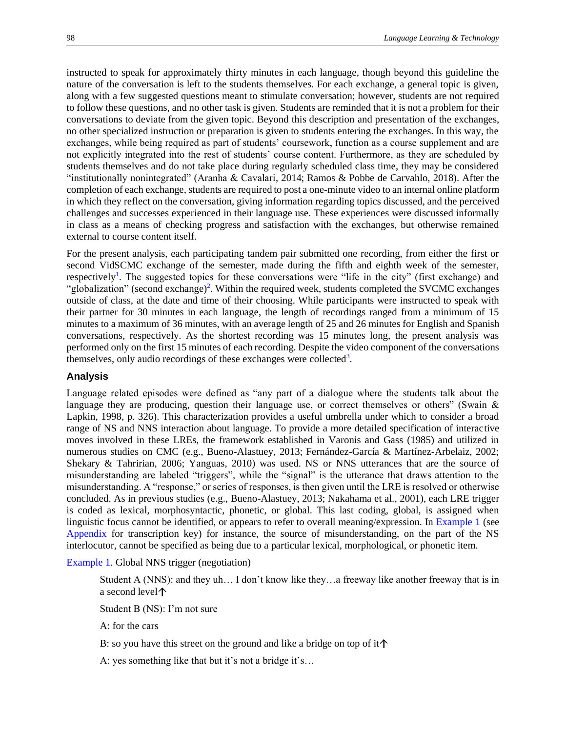instructed to speak for approximately thirty minutes in each language, though beyond this guideline the nature of the conversation is left to the students themselves. For each exchange, a general topic is given, along with a few suggested questions meant to stimulate conversation; however, students are not required to follow these questions, and no other task is given. Students are reminded that it is not a problem for their conversations to deviate from the given topic. Beyond this description and presentation of the exchanges, no other specialized instruction or preparation is given to students entering the exchanges. In this way, the exchanges, while being required as part of students' coursework, function as a course supplement and are not explicitly integrated into the rest of students' course content. Furthermore, as they are scheduled by students themselves and do not take place during regularly scheduled class time, they may be considered "institutionally nonintegrated" (Aranha & Cavalari, 2014; Ramos & Pobbe de Carvahlo, 2018). After the completion of each exchange, students are required to post a one-minute video to an internal online platform in which they reflect on the conversation, giving information regarding topics discussed, and the perceived challenges and successes experienced in their language use. These experiences were discussed informally in class as a means of checking progress and satisfaction with the exchanges, but otherwise remained external to course content itself.

For the present analysis, each participating tandem pair submitted one recording, from either the first or second VidSCMC exchange of the semester, made during the fifth and eighth week of the semester, respectively[1]. The suggested topics for these conversations were "life in the city" (first exchange) and "globalization" (second exchange)[2]. Within the required week, students completed the SVCMC exchanges outside of class, at the date and time of their choosing. While participants were instructed to speak with their partner for 30 minutes in each language, the length of recordings ranged from a minimum of 15 minutes to a maximum of 36 minutes, with an average length of 25 and 26 minutes for English and Spanish conversations, respectively. As the shortest recording was 15 minutes long, the present analysis was performed only on the first 15 minutes of each recording. Despite the video component of the conversations themselves, only audio recordings of these exchanges were collected[3].

### Analysis

Language related episodes were defined as "any part of a dialogue where the students talk about the language they are producing, question their language use, or correct themselves or others" (Swain & Lapkin, 1998, p. 326). This characterization provides a useful umbrella under which to consider a broad range of NS and NNS interaction about language. To provide a more detailed specification of interactive moves involved in these LREs, the framework established in Varonis and Gass (1985) and utilized in numerous studies on CMC (e.g., Bueno-Alastuey, 2013; Fernández-García & Martínez-Arbelaiz, 2002; Shekary & Tahririan, 2006; Yanguas, 2010) was used. NS or NNS utterances that are the source of misunderstanding are labeled "triggers", while the "signal" is the utterance that draws attention to the misunderstanding. A "response," or series of responses, is then given until the LRE is resolved or otherwise concluded. As in previous studies (e.g., Bueno-Alastuey, 2013; Nakahama et al., 2001), each LRE trigger is coded as lexical, morphosyntactic, phonetic, or global. This last coding, global, is assigned when linguistic focus cannot be identified, or appears to refer to overall meaning/expression. In Example 1 (see Appendix for transcription key) for instance, the source of misunderstanding, on the part of the NS interlocutor, cannot be specified as being due to a particular lexical, morphological, or phonetic item.

Example 1. Global NNS trigger (negotiation)

> Student A (NNS): and they uh… I don't know like they…a freeway like another freeway that is in a second level↑
>
> Student B (NS): I'm not sure
>
> A: for the cars
>
> B: so you have this street on the ground and like a bridge on top of it↑
>
> A: yes something like that but it's not a bridge it's…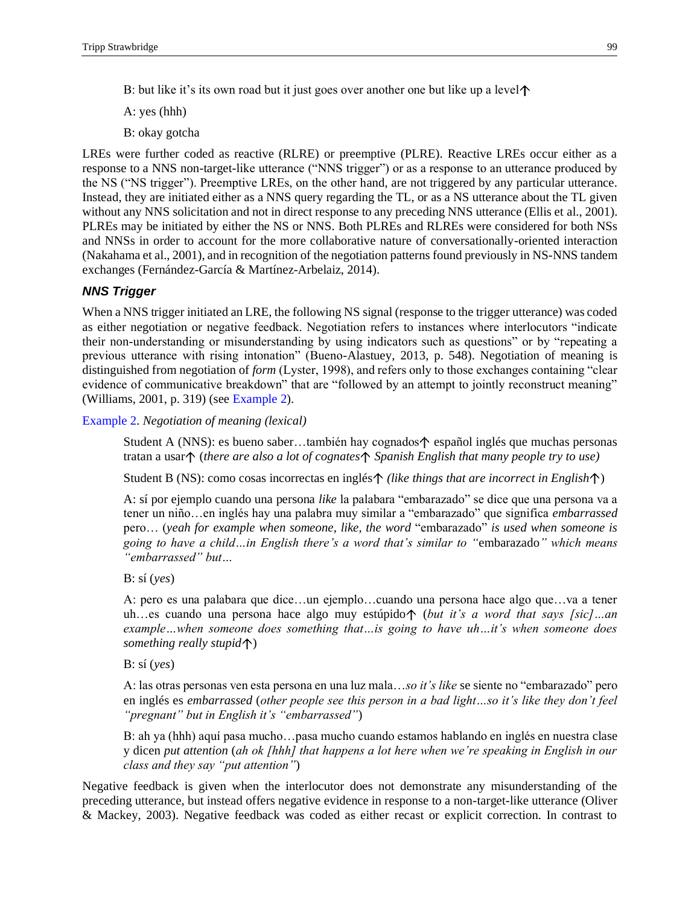B: but like it's its own road but it just goes over another one but like up a level↑

A: yes (hhh)

B: okay gotcha

LREs were further coded as reactive (RLRE) or preemptive (PLRE). Reactive LREs occur either as a response to a NNS non-target-like utterance ("NNS trigger") or as a response to an utterance produced by the NS ("NS trigger"). Preemptive LREs, on the other hand, are not triggered by any particular utterance. Instead, they are initiated either as a NNS query regarding the TL, or as a NS utterance about the TL given without any NNS solicitation and not in direct response to any preceding NNS utterance (Ellis et al., 2001). PLREs may be initiated by either the NS or NNS. Both PLREs and RLREs were considered for both NSs and NNSs in order to account for the more collaborative nature of conversationally-oriented interaction (Nakahama et al., 2001), and in recognition of the negotiation patterns found previously in NS-NNS tandem exchanges (Fernández-García & Martínez-Arbelaiz, 2014).

### *NNS Trigger*

When a NNS trigger initiated an LRE, the following NS signal (response to the trigger utterance) was coded as either negotiation or negative feedback. Negotiation refers to instances where interlocutors "indicate their non-understanding or misunderstanding by using indicators such as questions" or by "repeating a previous utterance with rising intonation" (Bueno-Alastuey, 2013, p. 548). Negotiation of meaning is distinguished from negotiation of *form* (Lyster, 1998), and refers only to those exchanges containing "clear evidence of communicative breakdown" that are "followed by an attempt to jointly reconstruct meaning" (Williams, 2001, p. 319) (see Example 2).

Example 2. *Negotiation of meaning (lexical)*

Student A (NNS): es bueno saber…también hay cognados↑ español inglés que muchas personas tratan a usar↑ (*there are also a lot of cognates↑ Spanish English that many people try to use)*

Student B (NS): como cosas incorrectas en inglés↑ *(like things that are incorrect in English*↑)

A: sí por ejemplo cuando una persona *like* la palabara "embarazado" se dice que una persona va a tener un niño…en inglés hay una palabra muy similar a "embarazado" que significa *embarrassed* pero… (*yeah for example when someone, like, the word* "embarazado" *is used when someone is going to have a child…in English there's a word that's similar to "*embarazado*" which means "embarrassed" but…*

B: sí (*yes*)

A: pero es una palabara que dice…un ejemplo…cuando una persona hace algo que…va a tener uh…es cuando una persona hace algo muy estúpido↑ (*but it's a word that says [sic]…an example…when someone does something that…is going to have uh…it's when someone does something really stupid*↑)

B: sí (*yes*)

A: las otras personas ven esta persona en una luz mala…*so it's like* se siente no "embarazado" pero en inglés es *embarrassed* (*other people see this person in a bad light…so it's like they don't feel "pregnant" but in English it's "embarrassed"*)

B: ah ya (hhh) aquí pasa mucho…pasa mucho cuando estamos hablando en inglés en nuestra clase y dicen *put attention* (*ah ok [hhh] that happens a lot here when we're speaking in English in our class and they say "put attention"*)

Negative feedback is given when the interlocutor does not demonstrate any misunderstanding of the preceding utterance, but instead offers negative evidence in response to a non-target-like utterance (Oliver & Mackey, 2003). Negative feedback was coded as either recast or explicit correction. In contrast to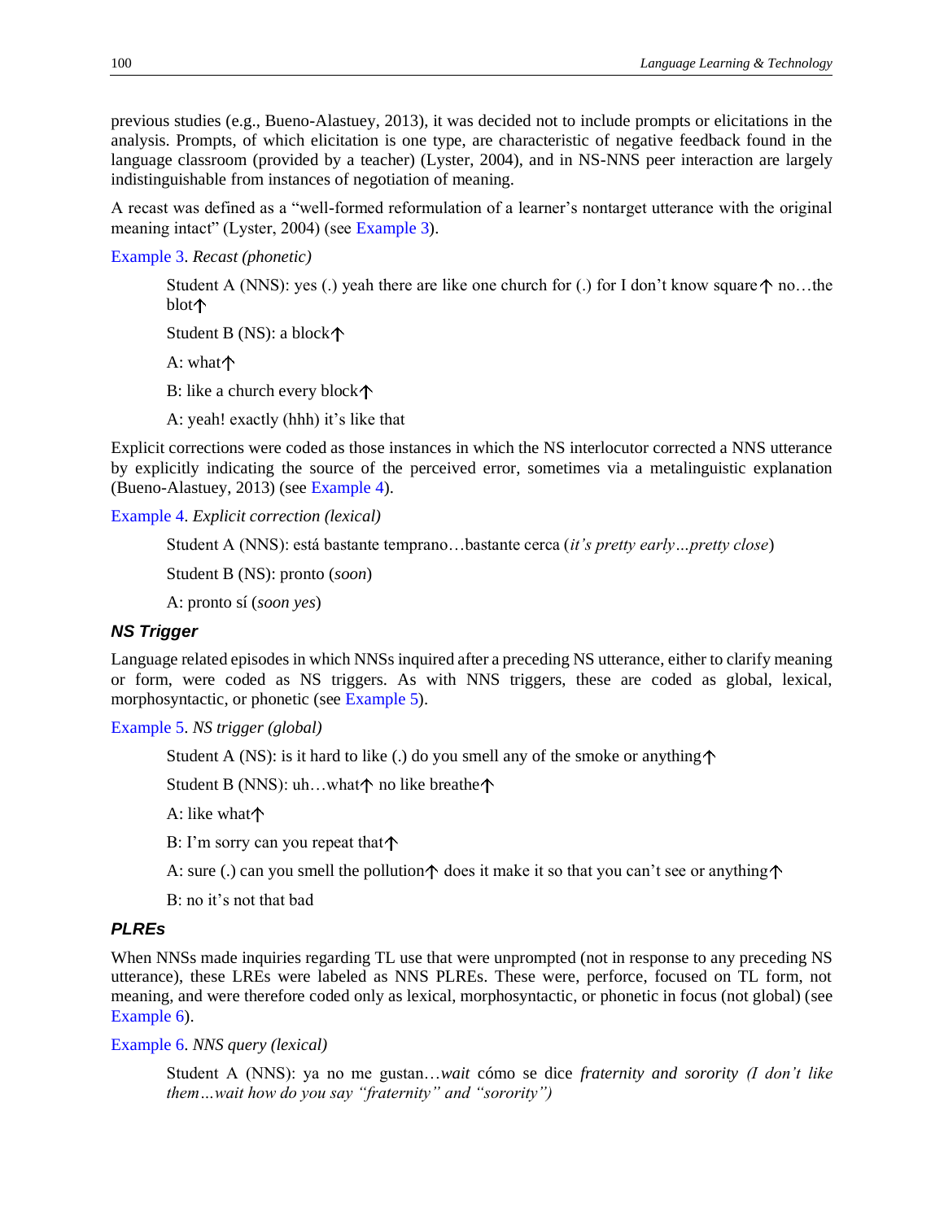previous studies (e.g., Bueno-Alastuey, 2013), it was decided not to include prompts or elicitations in the analysis. Prompts, of which elicitation is one type, are characteristic of negative feedback found in the language classroom (provided by a teacher) (Lyster, 2004), and in NS-NNS peer interaction are largely indistinguishable from instances of negotiation of meaning.

A recast was defined as a "well-formed reformulation of a learner's nontarget utterance with the original meaning intact" (Lyster, 2004) (see Example 3).

Example 3. *Recast (phonetic)*

> Student A (NNS): yes (.) yeah there are like one church for (.) for I don't know square↑ no…the blot↑
>
> Student B (NS): a block↑
>
> A: what↑
>
> B: like a church every block↑
>
> A: yeah! exactly (hhh) it's like that

Explicit corrections were coded as those instances in which the NS interlocutor corrected a NNS utterance by explicitly indicating the source of the perceived error, sometimes via a metalinguistic explanation (Bueno-Alastuey, 2013) (see Example 4).

Example 4. *Explicit correction (lexical)*

> Student A (NNS): está bastante temprano…bastante cerca (*it's pretty early…pretty close*)
>
> Student B (NS): pronto (*soon*)
>
> A: pronto sí (*soon yes*)

### *NS Trigger*

Language related episodes in which NNSs inquired after a preceding NS utterance, either to clarify meaning or form, were coded as NS triggers. As with NNS triggers, these are coded as global, lexical, morphosyntactic, or phonetic (see Example 5).

Example 5. *NS trigger (global)*

> Student A (NS): is it hard to like (.) do you smell any of the smoke or anything↑
>
> Student B (NNS): uh…what↑ no like breathe↑
>
> A: like what↑
>
> B: I'm sorry can you repeat that↑
>
> A: sure (.) can you smell the pollution↑ does it make it so that you can't see or anything↑
>
> B: no it's not that bad

### *PLREs*

When NNSs made inquiries regarding TL use that were unprompted (not in response to any preceding NS utterance), these LREs were labeled as NNS PLREs. These were, perforce, focused on TL form, not meaning, and were therefore coded only as lexical, morphosyntactic, or phonetic in focus (not global) (see Example 6).

Example 6. *NNS query (lexical)*

> Student A (NNS): ya no me gustan…*wait* cómo se dice *fraternity and sorority (I don't like them…wait how do you say "fraternity" and "sorority")*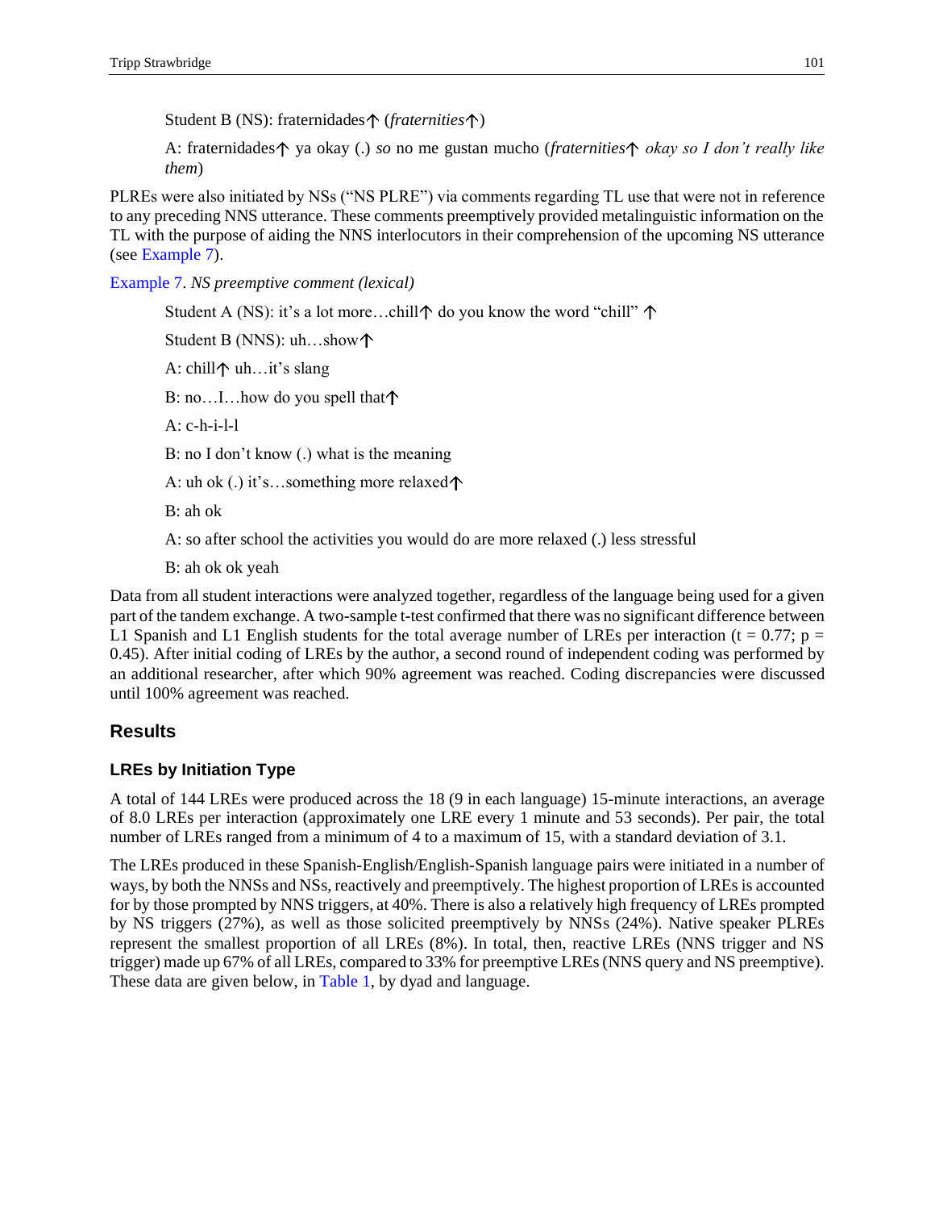Student B (NS): fraternidades↑ (*fraternities*↑)

A: fraternidades↑ ya okay (.) *so* no me gustan mucho (*fraternities*↑ *okay so I don't really like them*)

PLREs were also initiated by NSs ("NS PLRE") via comments regarding TL use that were not in reference to any preceding NNS utterance. These comments preemptively provided metalinguistic information on the TL with the purpose of aiding the NNS interlocutors in their comprehension of the upcoming NS utterance (see Example 7).

Example 7. *NS preemptive comment (lexical)*

Student A (NS): it's a lot more…chill↑ do you know the word "chill" ↑

Student B (NNS): uh…show↑

A: chill↑ uh…it's slang

B: no…I…how do you spell that↑

A: c-h-i-l-l

B: no I don't know (.) what is the meaning

A: uh ok (.) it's…something more relaxed↑

B: ah ok

A: so after school the activities you would do are more relaxed (.) less stressful

B: ah ok ok yeah

Data from all student interactions were analyzed together, regardless of the language being used for a given part of the tandem exchange. A two-sample t-test confirmed that there was no significant difference between L1 Spanish and L1 English students for the total average number of LREs per interaction ($t = 0.77$; $p = 0.45$). After initial coding of LREs by the author, a second round of independent coding was performed by an additional researcher, after which 90% agreement was reached. Coding discrepancies were discussed until 100% agreement was reached.

## Results

### LREs by Initiation Type

A total of 144 LREs were produced across the 18 (9 in each language) 15-minute interactions, an average of 8.0 LREs per interaction (approximately one LRE every 1 minute and 53 seconds). Per pair, the total number of LREs ranged from a minimum of 4 to a maximum of 15, with a standard deviation of 3.1.

The LREs produced in these Spanish-English/English-Spanish language pairs were initiated in a number of ways, by both the NNSs and NSs, reactively and preemptively. The highest proportion of LREs is accounted for by those prompted by NNS triggers, at 40%. There is also a relatively high frequency of LREs prompted by NS triggers (27%), as well as those solicited preemptively by NNSs (24%). Native speaker PLREs represent the smallest proportion of all LREs (8%). In total, then, reactive LREs (NNS trigger and NS trigger) made up 67% of all LREs, compared to 33% for preemptive LREs (NNS query and NS preemptive). These data are given below, in Table 1, by dyad and language.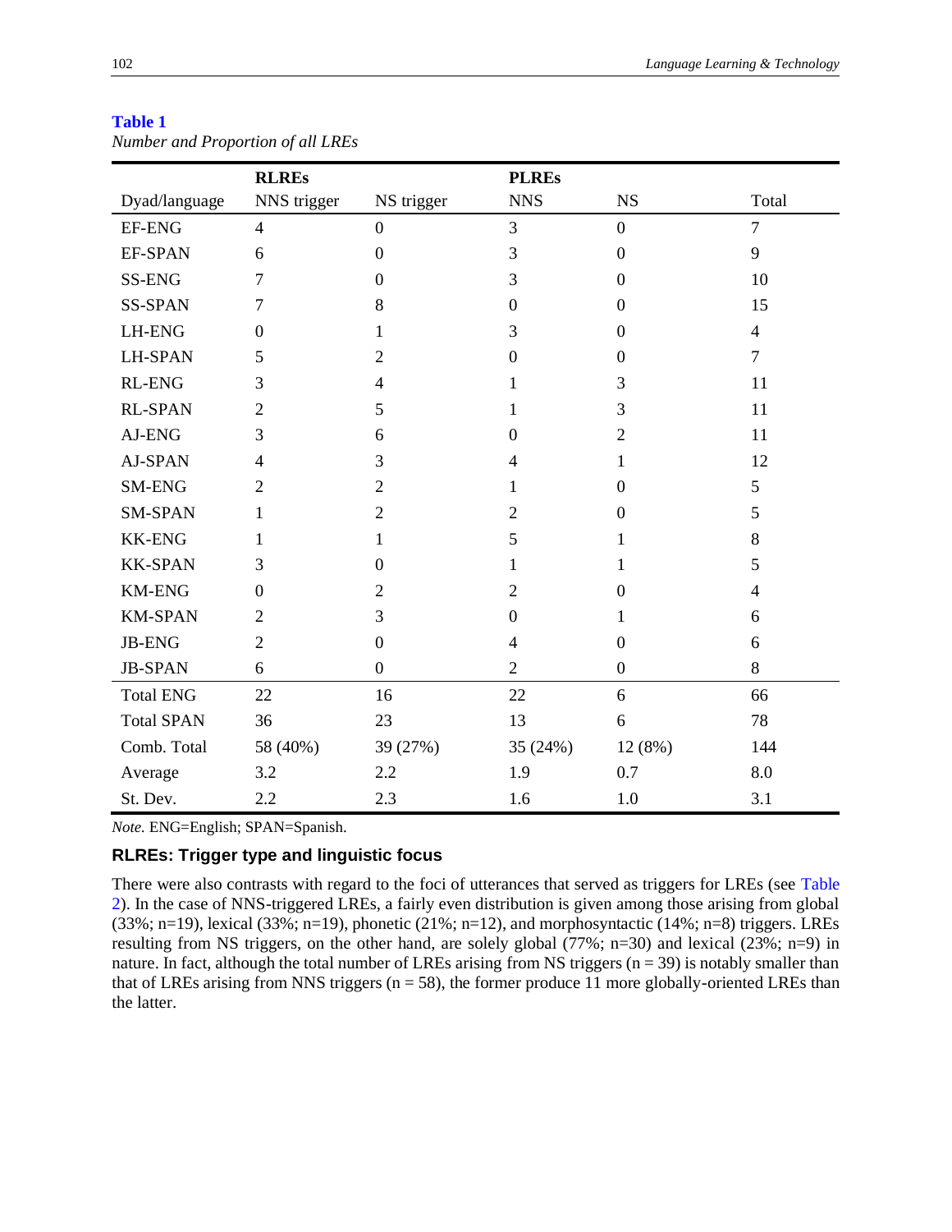**Table 1**

*Number and Proportion of all LREs*

| Dyad/language | RLREs NNS trigger | NS trigger | PLREs NNS | NS | Total |
|---|---|---|---|---|---|
| EF-ENG | 4 | 0 | 3 | 0 | 7 |
| EF-SPAN | 6 | 0 | 3 | 0 | 9 |
| SS-ENG | 7 | 0 | 3 | 0 | 10 |
| SS-SPAN | 7 | 8 | 0 | 0 | 15 |
| LH-ENG | 0 | 1 | 3 | 0 | 4 |
| LH-SPAN | 5 | 2 | 0 | 0 | 7 |
| RL-ENG | 3 | 4 | 1 | 3 | 11 |
| RL-SPAN | 2 | 5 | 1 | 3 | 11 |
| AJ-ENG | 3 | 6 | 0 | 2 | 11 |
| AJ-SPAN | 4 | 3 | 4 | 1 | 12 |
| SM-ENG | 2 | 2 | 1 | 0 | 5 |
| SM-SPAN | 1 | 2 | 2 | 0 | 5 |
| KK-ENG | 1 | 1 | 5 | 1 | 8 |
| KK-SPAN | 3 | 0 | 1 | 1 | 5 |
| KM-ENG | 0 | 2 | 2 | 0 | 4 |
| KM-SPAN | 2 | 3 | 0 | 1 | 6 |
| JB-ENG | 2 | 0 | 4 | 0 | 6 |
| JB-SPAN | 6 | 0 | 2 | 0 | 8 |
| Total ENG | 22 | 16 | 22 | 6 | 66 |
| Total SPAN | 36 | 23 | 13 | 6 | 78 |
| Comb. Total | 58 (40%) | 39 (27%) | 35 (24%) | 12 (8%) | 144 |
| Average | 3.2 | 2.2 | 1.9 | 0.7 | 8.0 |
| St. Dev. | 2.2 | 2.3 | 1.6 | 1.0 | 3.1 |

*Note.* ENG=English; SPAN=Spanish.

### RLREs: Trigger type and linguistic focus

There were also contrasts with regard to the foci of utterances that served as triggers for LREs (see Table 2). In the case of NNS-triggered LREs, a fairly even distribution is given among those arising from global (33%; n=19), lexical (33%; n=19), phonetic (21%; n=12), and morphosyntactic (14%; n=8) triggers. LREs resulting from NS triggers, on the other hand, are solely global (77%; n=30) and lexical (23%; n=9) in nature. In fact, although the total number of LREs arising from NS triggers (n = 39) is notably smaller than that of LREs arising from NNS triggers (n = 58), the former produce 11 more globally-oriented LREs than the latter.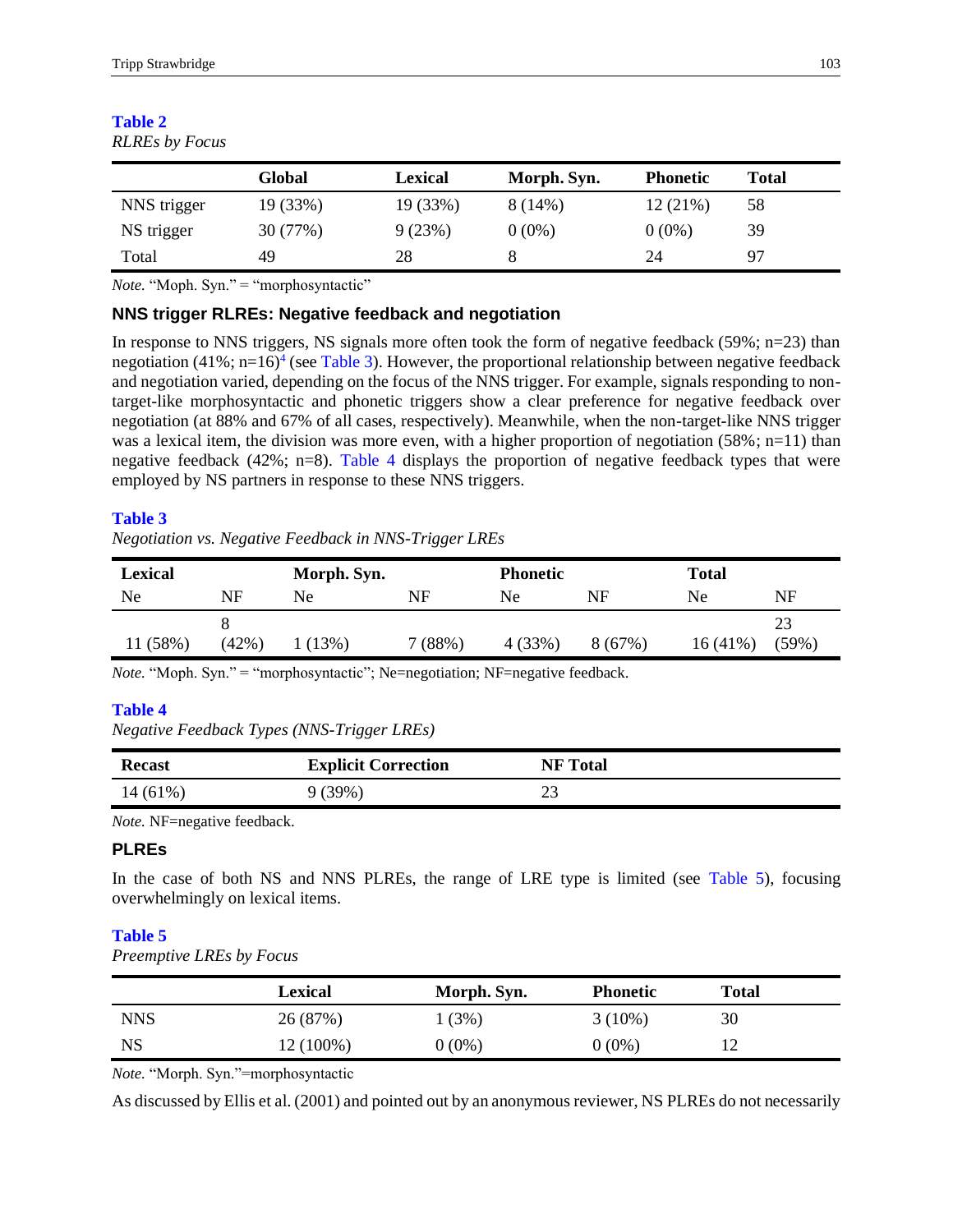**Table 2**
*RLREs by Focus*

| | Global | Lexical | Morph. Syn. | Phonetic | Total |
|---|---|---|---|---|---|
| NNS trigger | 19 (33%) | 19 (33%) | 8 (14%) | 12 (21%) | 58 |
| NS trigger | 30 (77%) | 9 (23%) | 0 (0%) | 0 (0%) | 39 |
| Total | 49 | 28 | 8 | 24 | 97 |

*Note.* "Moph. Syn." = "morphosyntactic"

### NNS trigger RLREs: Negative feedback and negotiation

In response to NNS triggers, NS signals more often took the form of negative feedback (59%; n=23) than negotiation (41%; n=16)[4] (see Table 3). However, the proportional relationship between negative feedback and negotiation varied, depending on the focus of the NNS trigger. For example, signals responding to non-target-like morphosyntactic and phonetic triggers show a clear preference for negative feedback over negotiation (at 88% and 67% of all cases, respectively). Meanwhile, when the non-target-like NNS trigger was a lexical item, the division was more even, with a higher proportion of negotiation (58%; n=11) than negative feedback (42%; n=8). Table 4 displays the proportion of negative feedback types that were employed by NS partners in response to these NNS triggers.

**Table 3**
*Negotiation vs. Negative Feedback in NNS-Trigger LREs*

| Lexical | | Morph. Syn. | | Phonetic | | Total | |
|---|---|---|---|---|---|---|---|
| Ne | NF | Ne | NF | Ne | NF | Ne | NF |
| 11 (58%) | 8 (42%) | 1 (13%) | 7 (88%) | 4 (33%) | 8 (67%) | 16 (41%) | 23 (59%) |

*Note.* "Moph. Syn." = "morphosyntactic"; Ne=negotiation; NF=negative feedback.

**Table 4**
*Negative Feedback Types (NNS-Trigger LREs)*

| Recast | Explicit Correction | NF Total |
|---|---|---|
| 14 (61%) | 9 (39%) | 23 |

*Note.* NF=negative feedback.

### PLREs

In the case of both NS and NNS PLREs, the range of LRE type is limited (see Table 5), focusing overwhelmingly on lexical items.

**Table 5**
*Preemptive LREs by Focus*

| | Lexical | Morph. Syn. | Phonetic | Total |
|---|---|---|---|---|
| NNS | 26 (87%) | 1 (3%) | 3 (10%) | 30 |
| NS | 12 (100%) | 0 (0%) | 0 (0%) | 12 |

*Note.* "Morph. Syn."=morphosyntactic

As discussed by Ellis et al. (2001) and pointed out by an anonymous reviewer, NS PLREs do not necessarily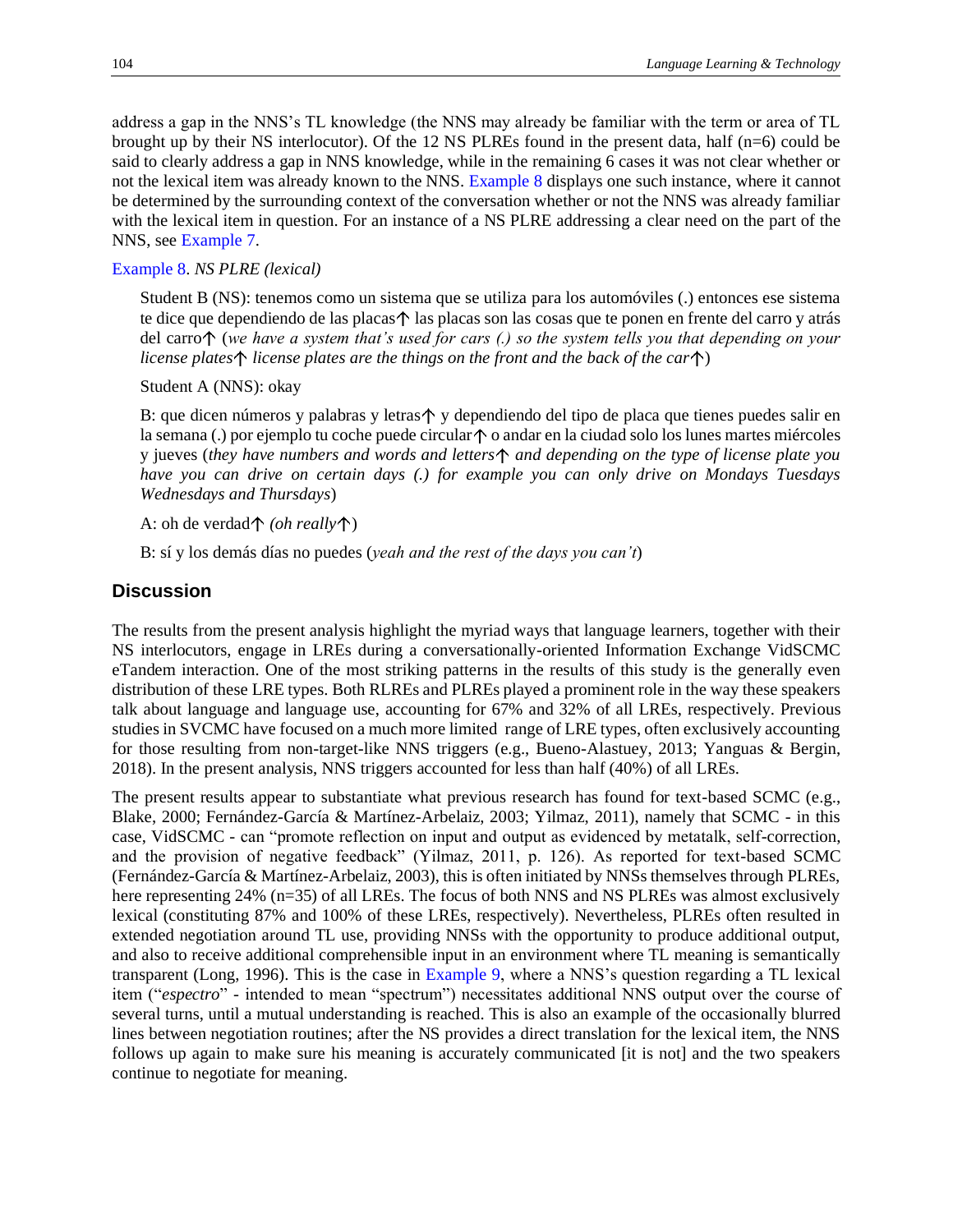address a gap in the NNS's TL knowledge (the NNS may already be familiar with the term or area of TL brought up by their NS interlocutor). Of the 12 NS PLREs found in the present data, half (n=6) could be said to clearly address a gap in NNS knowledge, while in the remaining 6 cases it was not clear whether or not the lexical item was already known to the NNS. Example 8 displays one such instance, where it cannot be determined by the surrounding context of the conversation whether or not the NNS was already familiar with the lexical item in question. For an instance of a NS PLRE addressing a clear need on the part of the NNS, see Example 7.

Example 8. *NS PLRE (lexical)*

> Student B (NS): tenemos como un sistema que se utiliza para los automóviles (.) entonces ese sistema te dice que dependiendo de las placas↑ las placas son las cosas que te ponen en frente del carro y atrás del carro↑ (*we have a system that's used for cars (.) so the system tells you that depending on your license plates↑ license plates are the things on the front and the back of the car↑*)
>
> Student A (NNS): okay
>
> B: que dicen números y palabras y letras↑ y dependiendo del tipo de placa que tienes puedes salir en la semana (.) por ejemplo tu coche puede circular↑ o andar en la ciudad solo los lunes martes miércoles y jueves (*they have numbers and words and letters↑ and depending on the type of license plate you have you can drive on certain days (.) for example you can only drive on Mondays Tuesdays Wednesdays and Thursdays*)
>
> A: oh de verdad↑ (*oh really*↑)
>
> B: sí y los demás días no puedes (*yeah and the rest of the days you can't*)

## Discussion

The results from the present analysis highlight the myriad ways that language learners, together with their NS interlocutors, engage in LREs during a conversationally-oriented Information Exchange VidSCMC eTandem interaction. One of the most striking patterns in the results of this study is the generally even distribution of these LRE types. Both RLREs and PLREs played a prominent role in the way these speakers talk about language and language use, accounting for 67% and 32% of all LREs, respectively. Previous studies in SVCMC have focused on a much more limited range of LRE types, often exclusively accounting for those resulting from non-target-like NNS triggers (e.g., Bueno-Alastuey, 2013; Yanguas & Bergin, 2018). In the present analysis, NNS triggers accounted for less than half (40%) of all LREs.

The present results appear to substantiate what previous research has found for text-based SCMC (e.g., Blake, 2000; Fernández-García & Martínez-Arbelaiz, 2003; Yilmaz, 2011), namely that SCMC - in this case, VidSCMC - can "promote reflection on input and output as evidenced by metatalk, self-correction, and the provision of negative feedback" (Yilmaz, 2011, p. 126). As reported for text-based SCMC (Fernández-García & Martínez-Arbelaiz, 2003), this is often initiated by NNSs themselves through PLREs, here representing 24% (n=35) of all LREs. The focus of both NNS and NS PLREs was almost exclusively lexical (constituting 87% and 100% of these LREs, respectively). Nevertheless, PLREs often resulted in extended negotiation around TL use, providing NNSs with the opportunity to produce additional output, and also to receive additional comprehensible input in an environment where TL meaning is semantically transparent (Long, 1996). This is the case in Example 9, where a NNS's question regarding a TL lexical item ("*espectro*" - intended to mean "spectrum") necessitates additional NNS output over the course of several turns, until a mutual understanding is reached. This is also an example of the occasionally blurred lines between negotiation routines; after the NS provides a direct translation for the lexical item, the NNS follows up again to make sure his meaning is accurately communicated [it is not] and the two speakers continue to negotiate for meaning.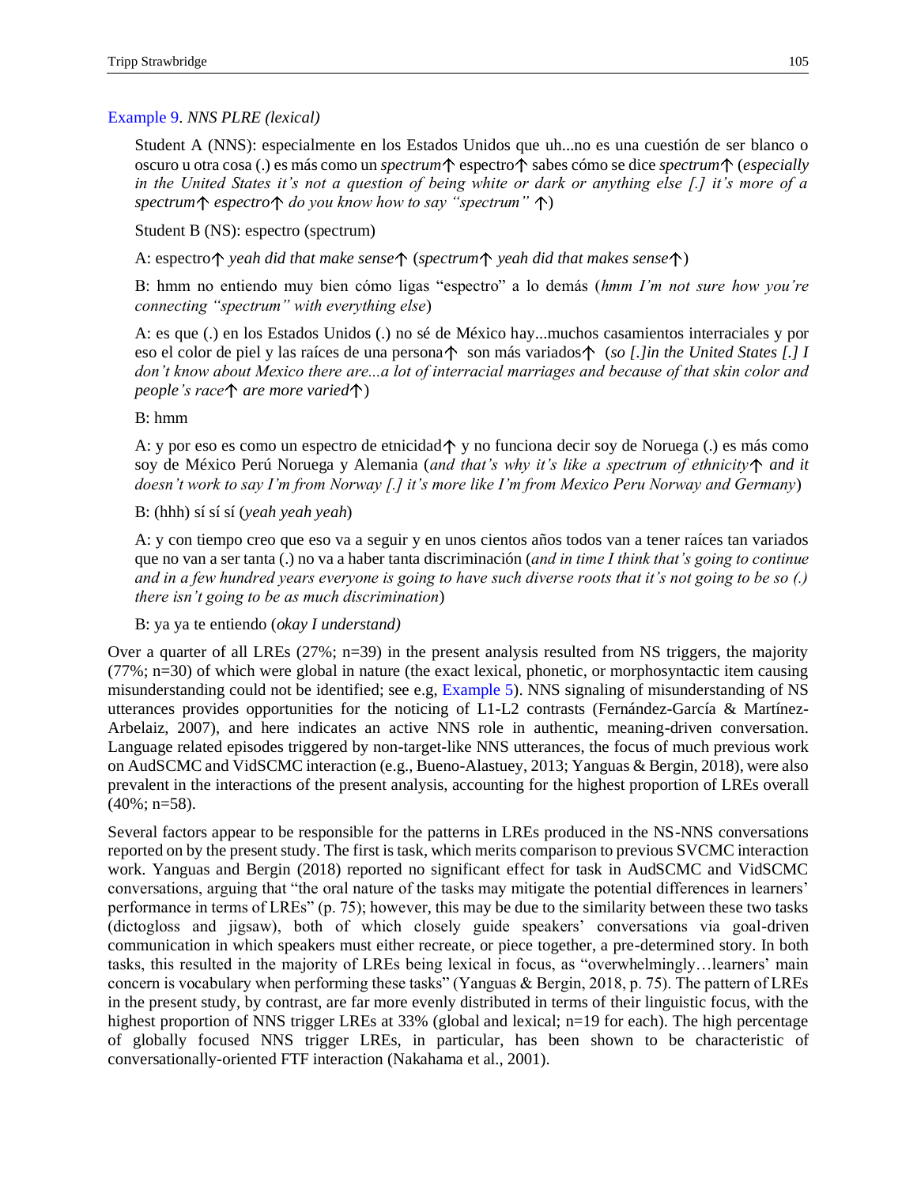Example 9. *NNS PLRE (lexical)*

> Student A (NNS): especialmente en los Estados Unidos que uh...no es una cuestión de ser blanco o oscuro u otra cosa (.) es más como un *spectrum*↑ espectro↑ sabes cómo se dice *spectrum*↑ (*especially in the United States it's not a question of being white or dark or anything else [.] it's more of a spectrum*↑ *espectro*↑ *do you know how to say "spectrum"* ↑)
>
> Student B (NS): espectro (spectrum)
>
> A: espectro↑ *yeah did that make sense*↑ (*spectrum*↑ *yeah did that makes sense*↑)
>
> B: hmm no entiendo muy bien cómo ligas "espectro" a lo demás (*hmm I'm not sure how you're connecting "spectrum" with everything else*)
>
> A: es que (.) en los Estados Unidos (.) no sé de México hay...muchos casamientos interraciales y por eso el color de piel y las raíces de una persona↑ son más variados↑ (*so [.]in the United States [.] I don't know about Mexico there are...a lot of interracial marriages and because of that skin color and people's race*↑ *are more varied*↑)
>
> B: hmm
>
> A: y por eso es como un espectro de etnicidad↑ y no funciona decir soy de Noruega (.) es más como soy de México Perú Noruega y Alemania (*and that's why it's like a spectrum of ethnicity*↑ *and it doesn't work to say I'm from Norway [.] it's more like I'm from Mexico Peru Norway and Germany*)
>
> B: (hhh) sí sí sí (*yeah yeah yeah*)
>
> A: y con tiempo creo que eso va a seguir y en unos cientos años todos van a tener raíces tan variados que no van a ser tanta (.) no va a haber tanta discriminación (*and in time I think that's going to continue and in a few hundred years everyone is going to have such diverse roots that it's not going to be so (.) there isn't going to be as much discrimination*)
>
> B: ya ya te entiendo (*okay I understand)*

Over a quarter of all LREs (27%; n=39) in the present analysis resulted from NS triggers, the majority (77%; n=30) of which were global in nature (the exact lexical, phonetic, or morphosyntactic item causing misunderstanding could not be identified; see e.g, Example 5). NNS signaling of misunderstanding of NS utterances provides opportunities for the noticing of L1-L2 contrasts (Fernández-García & Martínez-Arbelaiz, 2007), and here indicates an active NNS role in authentic, meaning-driven conversation. Language related episodes triggered by non-target-like NNS utterances, the focus of much previous work on AudSCMC and VidSCMC interaction (e.g., Bueno-Alastuey, 2013; Yanguas & Bergin, 2018), were also prevalent in the interactions of the present analysis, accounting for the highest proportion of LREs overall (40%; n=58).

Several factors appear to be responsible for the patterns in LREs produced in the NS-NNS conversations reported on by the present study. The first is task, which merits comparison to previous SVCMC interaction work. Yanguas and Bergin (2018) reported no significant effect for task in AudSCMC and VidSCMC conversations, arguing that "the oral nature of the tasks may mitigate the potential differences in learners' performance in terms of LREs" (p. 75); however, this may be due to the similarity between these two tasks (dictogloss and jigsaw), both of which closely guide speakers' conversations via goal-driven communication in which speakers must either recreate, or piece together, a pre-determined story. In both tasks, this resulted in the majority of LREs being lexical in focus, as "overwhelmingly…learners' main concern is vocabulary when performing these tasks" (Yanguas & Bergin, 2018, p. 75). The pattern of LREs in the present study, by contrast, are far more evenly distributed in terms of their linguistic focus, with the highest proportion of NNS trigger LREs at 33% (global and lexical; n=19 for each). The high percentage of globally focused NNS trigger LREs, in particular, has been shown to be characteristic of conversationally-oriented FTF interaction (Nakahama et al., 2001).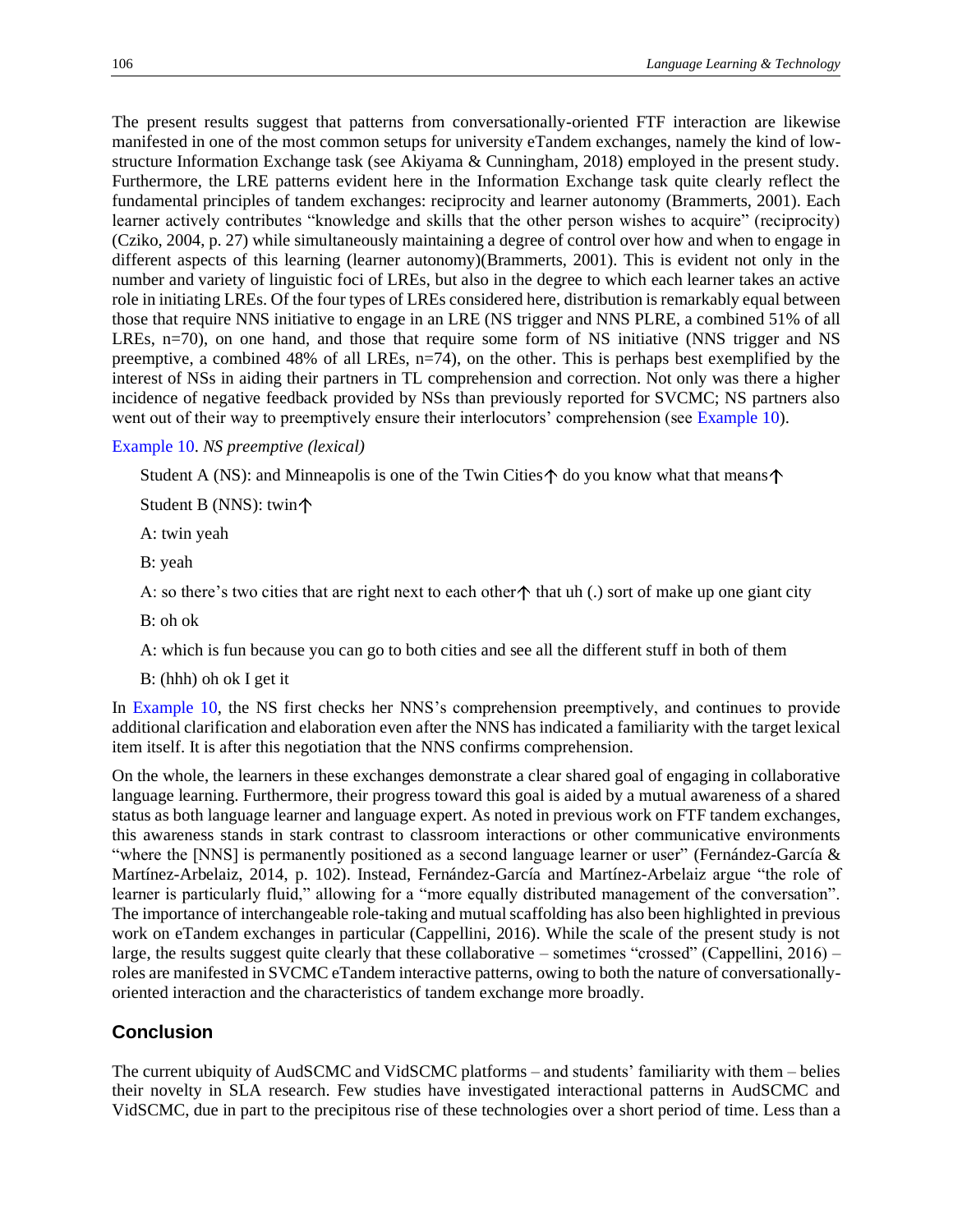The present results suggest that patterns from conversationally-oriented FTF interaction are likewise manifested in one of the most common setups for university eTandem exchanges, namely the kind of low-structure Information Exchange task (see Akiyama & Cunningham, 2018) employed in the present study. Furthermore, the LRE patterns evident here in the Information Exchange task quite clearly reflect the fundamental principles of tandem exchanges: reciprocity and learner autonomy (Brammerts, 2001). Each learner actively contributes "knowledge and skills that the other person wishes to acquire" (reciprocity) (Cziko, 2004, p. 27) while simultaneously maintaining a degree of control over how and when to engage in different aspects of this learning (learner autonomy)(Brammerts, 2001). This is evident not only in the number and variety of linguistic foci of LREs, but also in the degree to which each learner takes an active role in initiating LREs. Of the four types of LREs considered here, distribution is remarkably equal between those that require NNS initiative to engage in an LRE (NS trigger and NNS PLRE, a combined 51% of all LREs, n=70), on one hand, and those that require some form of NS initiative (NNS trigger and NS preemptive, a combined 48% of all LREs, n=74), on the other. This is perhaps best exemplified by the interest of NSs in aiding their partners in TL comprehension and correction. Not only was there a higher incidence of negative feedback provided by NSs than previously reported for SVCMC; NS partners also went out of their way to preemptively ensure their interlocutors' comprehension (see Example 10).

Example 10. *NS preemptive (lexical)*

> Student A (NS): and Minneapolis is one of the Twin Cities↑ do you know what that means↑
>
> Student B (NNS): twin↑
>
> A: twin yeah
>
> B: yeah
>
> A: so there's two cities that are right next to each other↑ that uh (.) sort of make up one giant city
>
> B: oh ok
>
> A: which is fun because you can go to both cities and see all the different stuff in both of them
>
> B: (hhh) oh ok I get it

In Example 10, the NS first checks her NNS's comprehension preemptively, and continues to provide additional clarification and elaboration even after the NNS has indicated a familiarity with the target lexical item itself. It is after this negotiation that the NNS confirms comprehension.

On the whole, the learners in these exchanges demonstrate a clear shared goal of engaging in collaborative language learning. Furthermore, their progress toward this goal is aided by a mutual awareness of a shared status as both language learner and language expert. As noted in previous work on FTF tandem exchanges, this awareness stands in stark contrast to classroom interactions or other communicative environments "where the [NNS] is permanently positioned as a second language learner or user" (Fernández-García & Martínez-Arbelaiz, 2014, p. 102). Instead, Fernández-García and Martínez-Arbelaiz argue "the role of learner is particularly fluid," allowing for a "more equally distributed management of the conversation". The importance of interchangeable role-taking and mutual scaffolding has also been highlighted in previous work on eTandem exchanges in particular (Cappellini, 2016). While the scale of the present study is not large, the results suggest quite clearly that these collaborative – sometimes "crossed" (Cappellini, 2016) – roles are manifested in SVCMC eTandem interactive patterns, owing to both the nature of conversationally-oriented interaction and the characteristics of tandem exchange more broadly.

## Conclusion

The current ubiquity of AudSCMC and VidSCMC platforms – and students' familiarity with them – belies their novelty in SLA research. Few studies have investigated interactional patterns in AudSCMC and VidSCMC, due in part to the precipitous rise of these technologies over a short period of time. Less than a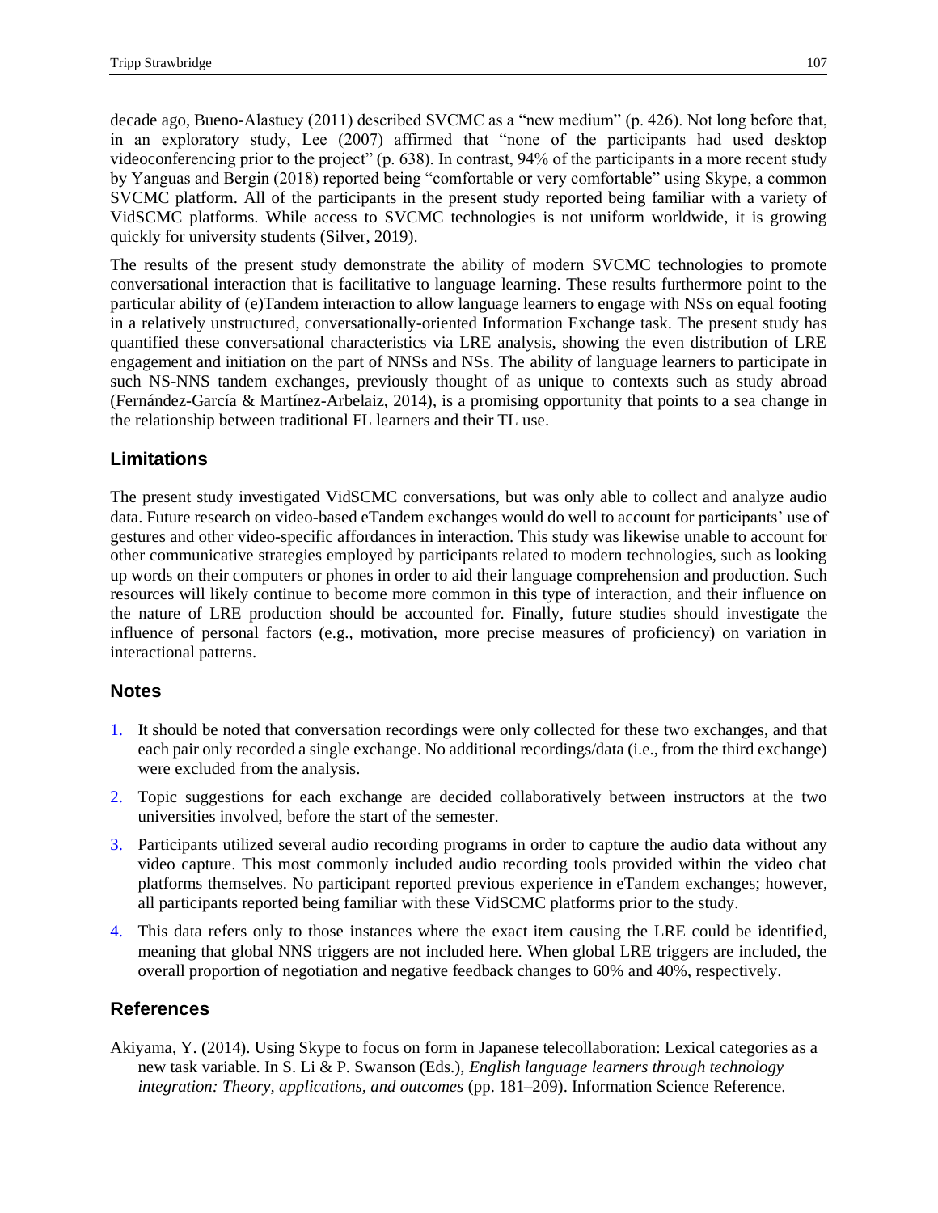decade ago, Bueno-Alastuey (2011) described SVCMC as a "new medium" (p. 426). Not long before that, in an exploratory study, Lee (2007) affirmed that "none of the participants had used desktop videoconferencing prior to the project" (p. 638). In contrast, 94% of the participants in a more recent study by Yanguas and Bergin (2018) reported being "comfortable or very comfortable" using Skype, a common SVCMC platform. All of the participants in the present study reported being familiar with a variety of VidSCMC platforms. While access to SVCMC technologies is not uniform worldwide, it is growing quickly for university students (Silver, 2019).

The results of the present study demonstrate the ability of modern SVCMC technologies to promote conversational interaction that is facilitative to language learning. These results furthermore point to the particular ability of (e)Tandem interaction to allow language learners to engage with NSs on equal footing in a relatively unstructured, conversationally-oriented Information Exchange task. The present study has quantified these conversational characteristics via LRE analysis, showing the even distribution of LRE engagement and initiation on the part of NNSs and NSs. The ability of language learners to participate in such NS-NNS tandem exchanges, previously thought of as unique to contexts such as study abroad (Fernández-García & Martínez-Arbelaiz, 2014), is a promising opportunity that points to a sea change in the relationship between traditional FL learners and their TL use.

## Limitations

The present study investigated VidSCMC conversations, but was only able to collect and analyze audio data. Future research on video-based eTandem exchanges would do well to account for participants' use of gestures and other video-specific affordances in interaction. This study was likewise unable to account for other communicative strategies employed by participants related to modern technologies, such as looking up words on their computers or phones in order to aid their language comprehension and production. Such resources will likely continue to become more common in this type of interaction, and their influence on the nature of LRE production should be accounted for. Finally, future studies should investigate the influence of personal factors (e.g., motivation, more precise measures of proficiency) on variation in interactional patterns.

## Notes

1. It should be noted that conversation recordings were only collected for these two exchanges, and that each pair only recorded a single exchange. No additional recordings/data (i.e., from the third exchange) were excluded from the analysis.
2. Topic suggestions for each exchange are decided collaboratively between instructors at the two universities involved, before the start of the semester.
3. Participants utilized several audio recording programs in order to capture the audio data without any video capture. This most commonly included audio recording tools provided within the video chat platforms themselves. No participant reported previous experience in eTandem exchanges; however, all participants reported being familiar with these VidSCMC platforms prior to the study.
4. This data refers only to those instances where the exact item causing the LRE could be identified, meaning that global NNS triggers are not included here. When global LRE triggers are included, the overall proportion of negotiation and negative feedback changes to 60% and 40%, respectively.

## References

Akiyama, Y. (2014). Using Skype to focus on form in Japanese telecollaboration: Lexical categories as a new task variable. In S. Li & P. Swanson (Eds.), *English language learners through technology integration: Theory, applications, and outcomes* (pp. 181–209). Information Science Reference.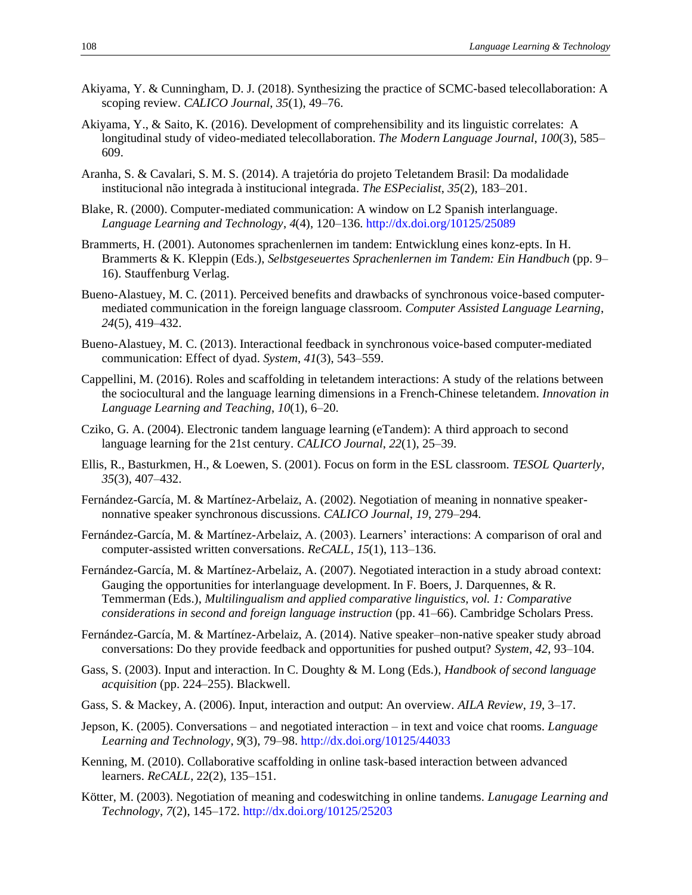Akiyama, Y. & Cunningham, D. J. (2018). Synthesizing the practice of SCMC-based telecollaboration: A scoping review. *CALICO Journal*, *35*(1), 49–76.

Akiyama, Y., & Saito, K. (2016). Development of comprehensibility and its linguistic correlates: A longitudinal study of video-mediated telecollaboration. *The Modern Language Journal*, *100*(3), 585–609.

Aranha, S. & Cavalari, S. M. S. (2014). A trajetória do projeto Teletandem Brasil: Da modalidade institucional não integrada à institucional integrada. *The ESPecialist*, *35*(2), 183–201.

Blake, R. (2000). Computer-mediated communication: A window on L2 Spanish interlanguage. *Language Learning and Technology*, *4*(4), 120–136. http://dx.doi.org/10125/25089

Brammerts, H. (2001). Autonomes sprachenlernen im tandem: Entwicklung eines konz-epts. In H. Brammerts & K. Kleppin (Eds.), *Selbstgeseuertes Sprachenlernen im Tandem: Ein Handbuch* (pp. 9–16). Stauffenburg Verlag.

Bueno-Alastuey, M. C. (2011). Perceived benefits and drawbacks of synchronous voice-based computer-mediated communication in the foreign language classroom. *Computer Assisted Language Learning*, *24*(5), 419–432.

Bueno-Alastuey, M. C. (2013). Interactional feedback in synchronous voice-based computer-mediated communication: Effect of dyad. *System*, *41*(3), 543–559.

Cappellini, M. (2016). Roles and scaffolding in teletandem interactions: A study of the relations between the sociocultural and the language learning dimensions in a French-Chinese teletandem. *Innovation in Language Learning and Teaching*, *10*(1), 6–20.

Cziko, G. A. (2004). Electronic tandem language learning (eTandem): A third approach to second language learning for the 21st century. *CALICO Journal*, *22*(1), 25–39.

Ellis, R., Basturkmen, H., & Loewen, S. (2001). Focus on form in the ESL classroom. *TESOL Quarterly*, *35*(3), 407–432.

Fernández-García, M. & Martínez-Arbelaiz, A. (2002). Negotiation of meaning in nonnative speaker-nonnative speaker synchronous discussions. *CALICO Journal*, *19*, 279–294.

Fernández-García, M. & Martínez-Arbelaiz, A. (2003). Learners' interactions: A comparison of oral and computer-assisted written conversations. *ReCALL*, *15*(1), 113–136.

Fernández-García, M. & Martínez-Arbelaiz, A. (2007). Negotiated interaction in a study abroad context: Gauging the opportunities for interlanguage development. In F. Boers, J. Darquennes, & R. Temmerman (Eds.), *Multilingualism and applied comparative linguistics, vol. 1: Comparative considerations in second and foreign language instruction* (pp. 41–66). Cambridge Scholars Press.

Fernández-García, M. & Martínez-Arbelaiz, A. (2014). Native speaker–non-native speaker study abroad conversations: Do they provide feedback and opportunities for pushed output? *System*, *42*, 93–104.

Gass, S. (2003). Input and interaction. In C. Doughty & M. Long (Eds.), *Handbook of second language acquisition* (pp. 224–255). Blackwell.

Gass, S. & Mackey, A. (2006). Input, interaction and output: An overview. *AILA Review*, *19*, 3–17.

Jepson, K. (2005). Conversations – and negotiated interaction – in text and voice chat rooms. *Language Learning and Technology*, *9*(3), 79–98. http://dx.doi.org/10125/44033

Kenning, M. (2010). Collaborative scaffolding in online task-based interaction between advanced learners. *ReCALL*, 22(2), 135–151.

Kötter, M. (2003). Negotiation of meaning and codeswitching in online tandems. *Lanugage Learning and Technology*, *7*(2), 145–172. http://dx.doi.org/10125/25203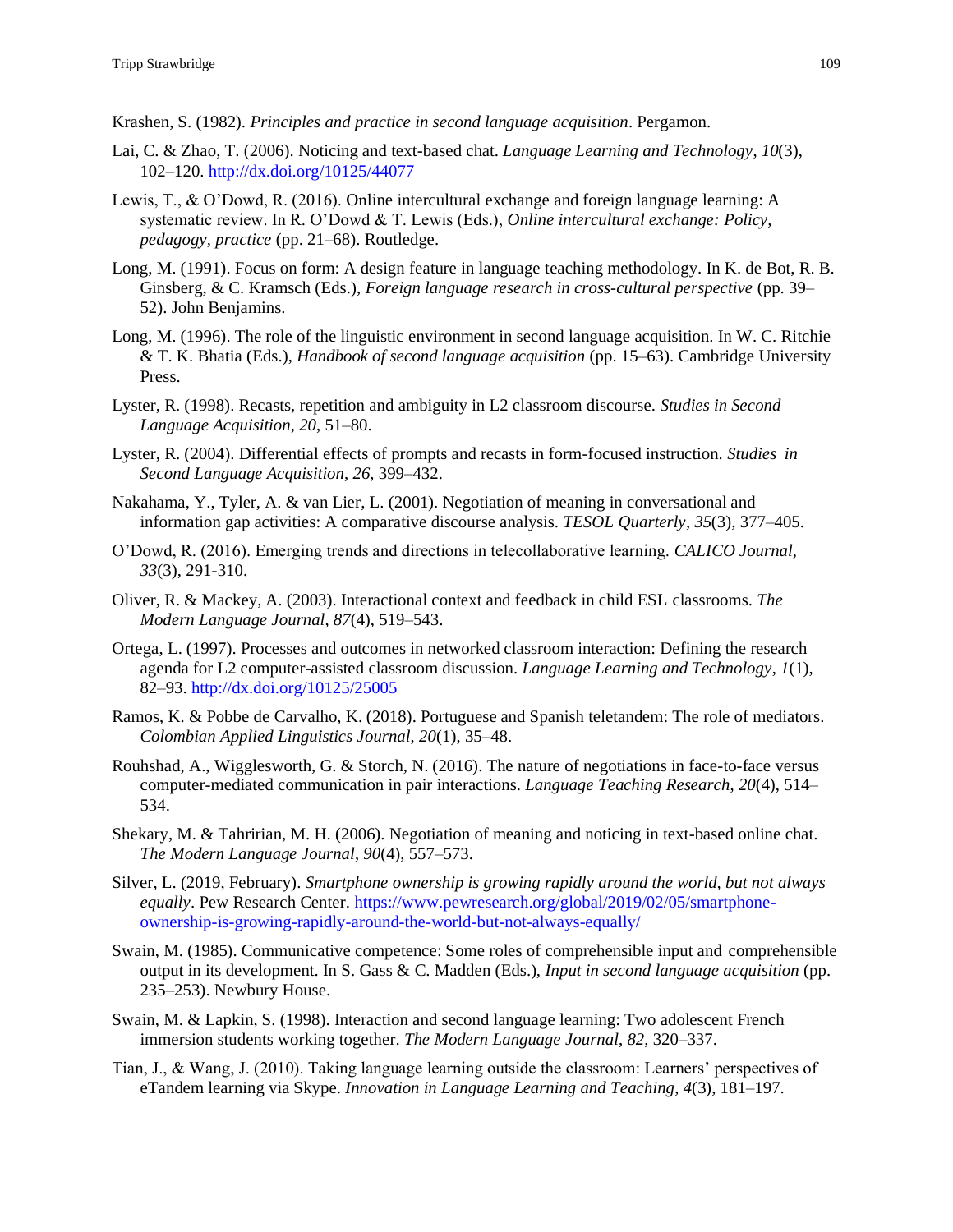Krashen, S. (1982). *Principles and practice in second language acquisition*. Pergamon.

Lai, C. & Zhao, T. (2006). Noticing and text-based chat. *Language Learning and Technology*, *10*(3), 102–120. http://dx.doi.org/10125/44077

Lewis, T., & O'Dowd, R. (2016). Online intercultural exchange and foreign language learning: A systematic review. In R. O'Dowd & T. Lewis (Eds.), *Online intercultural exchange: Policy, pedagogy, practice* (pp. 21–68). Routledge.

Long, M. (1991). Focus on form: A design feature in language teaching methodology. In K. de Bot, R. B. Ginsberg, & C. Kramsch (Eds.), *Foreign language research in cross-cultural perspective* (pp. 39–52). John Benjamins.

Long, M. (1996). The role of the linguistic environment in second language acquisition. In W. C. Ritchie & T. K. Bhatia (Eds.), *Handbook of second language acquisition* (pp. 15–63). Cambridge University Press.

Lyster, R. (1998). Recasts, repetition and ambiguity in L2 classroom discourse. *Studies in Second Language Acquisition*, *20*, 51–80.

Lyster, R. (2004). Differential effects of prompts and recasts in form-focused instruction. *Studies in Second Language Acquisition*, *26*, 399–432.

Nakahama, Y., Tyler, A. & van Lier, L. (2001). Negotiation of meaning in conversational and information gap activities: A comparative discourse analysis. *TESOL Quarterly*, *35*(3), 377–405.

O'Dowd, R. (2016). Emerging trends and directions in telecollaborative learning. *CALICO Journal*, *33*(3), 291-310.

Oliver, R. & Mackey, A. (2003). Interactional context and feedback in child ESL classrooms. *The Modern Language Journal*, *87*(4), 519–543.

Ortega, L. (1997). Processes and outcomes in networked classroom interaction: Defining the research agenda for L2 computer-assisted classroom discussion. *Language Learning and Technology*, *1*(1), 82–93. http://dx.doi.org/10125/25005

Ramos, K. & Pobbe de Carvalho, K. (2018). Portuguese and Spanish teletandem: The role of mediators. *Colombian Applied Linguistics Journal*, *20*(1), 35–48.

Rouhshad, A., Wigglesworth, G. & Storch, N. (2016). The nature of negotiations in face-to-face versus computer-mediated communication in pair interactions. *Language Teaching Research*, *20*(4), 514–534.

Shekary, M. & Tahririan, M. H. (2006). Negotiation of meaning and noticing in text-based online chat. *The Modern Language Journal*, *90*(4), 557–573.

Silver, L. (2019, February). *Smartphone ownership is growing rapidly around the world, but not always equally*. Pew Research Center. https://www.pewresearch.org/global/2019/02/05/smartphone-ownership-is-growing-rapidly-around-the-world-but-not-always-equally/

Swain, M. (1985). Communicative competence: Some roles of comprehensible input and comprehensible output in its development. In S. Gass & C. Madden (Eds.), *Input in second language acquisition* (pp. 235–253). Newbury House.

Swain, M. & Lapkin, S. (1998). Interaction and second language learning: Two adolescent French immersion students working together. *The Modern Language Journal*, *82*, 320–337.

Tian, J., & Wang, J. (2010). Taking language learning outside the classroom: Learners' perspectives of eTandem learning via Skype. *Innovation in Language Learning and Teaching*, *4*(3), 181–197.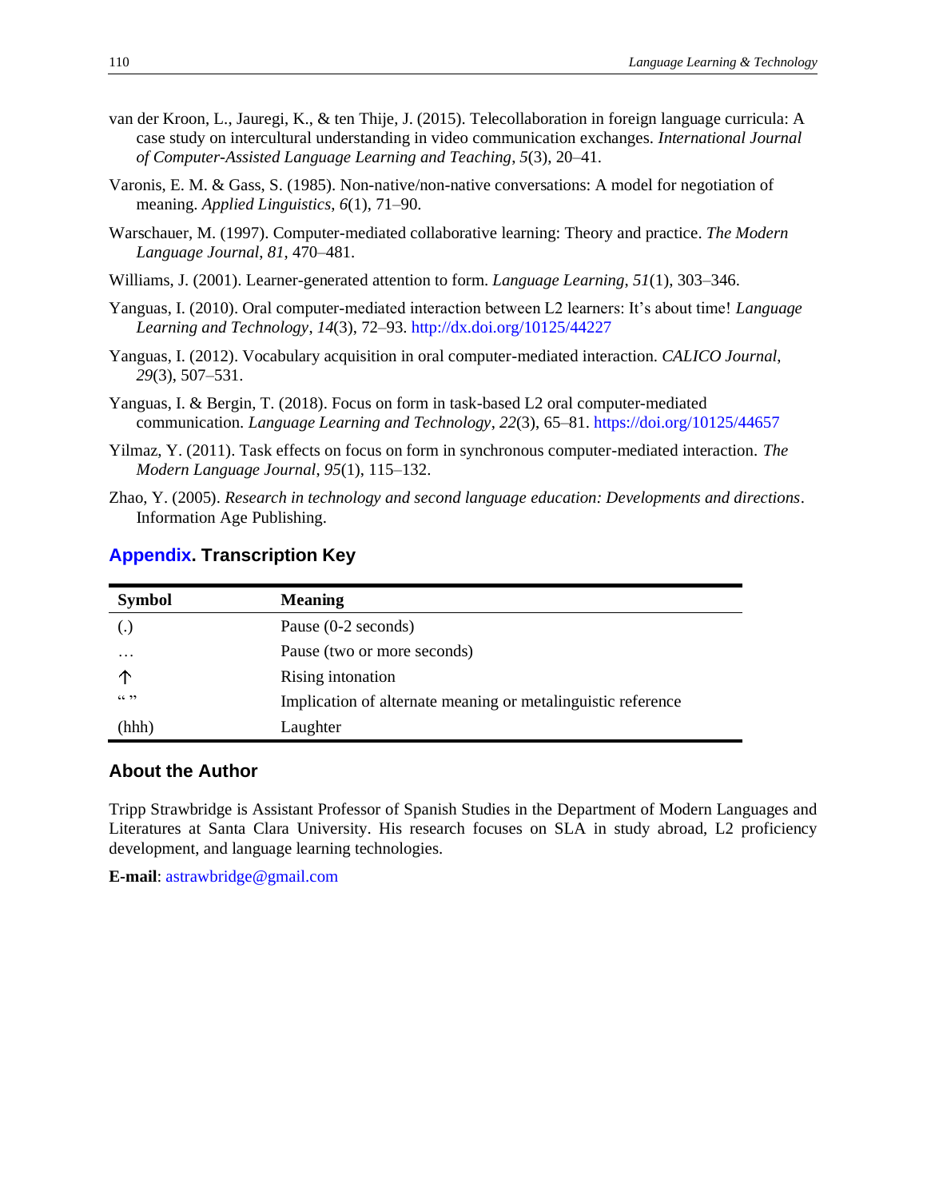van der Kroon, L., Jauregi, K., & ten Thije, J. (2015). Telecollaboration in foreign language curricula: A case study on intercultural understanding in video communication exchanges. *International Journal of Computer-Assisted Language Learning and Teaching*, *5*(3), 20–41.

Varonis, E. M. & Gass, S. (1985). Non-native/non-native conversations: A model for negotiation of meaning. *Applied Linguistics*, *6*(1), 71–90.

Warschauer, M. (1997). Computer-mediated collaborative learning: Theory and practice. *The Modern Language Journal*, *81*, 470–481.

Williams, J. (2001). Learner-generated attention to form. *Language Learning*, *51*(1), 303–346.

Yanguas, I. (2010). Oral computer-mediated interaction between L2 learners: It's about time! *Language Learning and Technology*, *14*(3), 72–93. http://dx.doi.org/10125/44227

Yanguas, I. (2012). Vocabulary acquisition in oral computer-mediated interaction. *CALICO Journal*, *29*(3), 507–531.

Yanguas, I. & Bergin, T. (2018). Focus on form in task-based L2 oral computer-mediated communication. *Language Learning and Technology*, *22*(3), 65–81. https://doi.org/10125/44657

Yilmaz, Y. (2011). Task effects on focus on form in synchronous computer-mediated interaction. *The Modern Language Journal*, *95*(1), 115–132.

Zhao, Y. (2005). *Research in technology and second language education: Developments and directions*. Information Age Publishing.

## Appendix. Transcription Key

| Symbol | Meaning |
|---|---|
| (.) | Pause (0-2 seconds) |
| … | Pause (two or more seconds) |
| ↑ | Rising intonation |
| " " | Implication of alternate meaning or metalinguistic reference |
| (hhh) | Laughter |

## About the Author

Tripp Strawbridge is Assistant Professor of Spanish Studies in the Department of Modern Languages and Literatures at Santa Clara University. His research focuses on SLA in study abroad, L2 proficiency development, and language learning technologies.

**E-mail**: astrawbridge@gmail.com